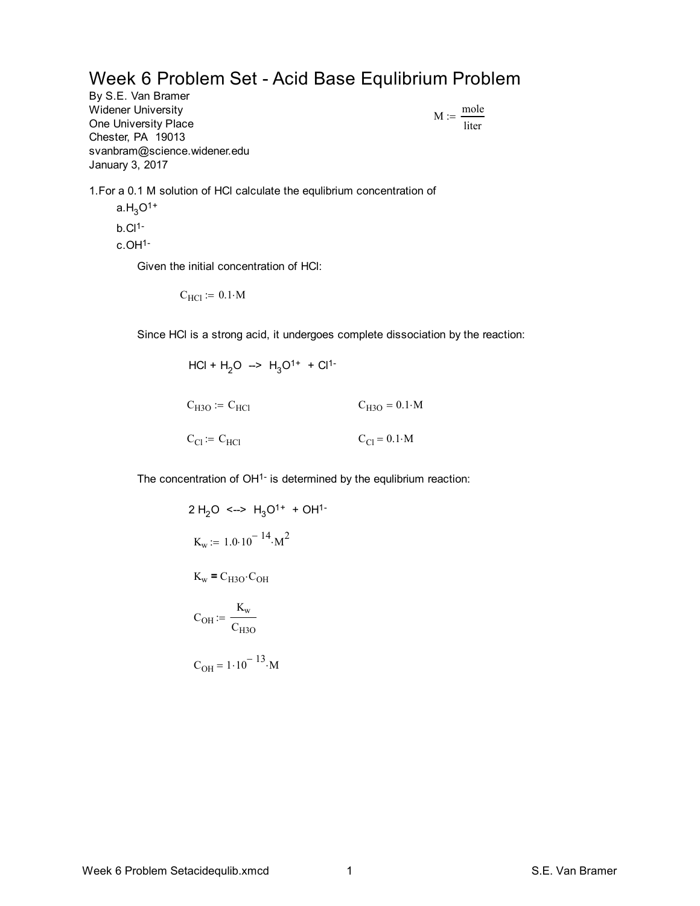# Week 6 Problem Set - Acid Base Equlibrium Problem

By S.E. Van Bramer
Widener University
One University Place
Chester, PA 19013
svanbram@science.widener.edu
January 3, 2017

$$M := \frac{mole}{liter}$$

1.For a 0.1 M solution of HCl calculate the equlibrium concentration of

a. $H_3O^{1+}$

b. $Cl^{1-}$

c. $OH^{1-}$

Given the initial concentration of HCl:

$$C_{HCl} := 0.1 \cdot M$$

Since HCl is a strong acid, it undergoes complete dissociation by the reaction:

$$HCl + H_2O \;\text{-->}\; H_3O^{1+} + Cl^{1-}$$

$$C_{H3O} := C_{HCl} \qquad C_{H3O} = 0.1 \cdot M$$

$$C_{Cl} := C_{HCl} \qquad C_{Cl} = 0.1 \cdot M$$

The concentration of $OH^{1-}$ is determined by the equlibrium reaction:

$$2\, H_2O \;\text{<-->}\; H_3O^{1+} + OH^{1-}$$

$$K_w := 1.0 \cdot 10^{-14} \cdot M^2$$

$$K_w = C_{H3O} \cdot C_{OH}$$

$$C_{OH} := \frac{K_w}{C_{H3O}}$$

$$C_{OH} = 1 \cdot 10^{-13} \cdot M$$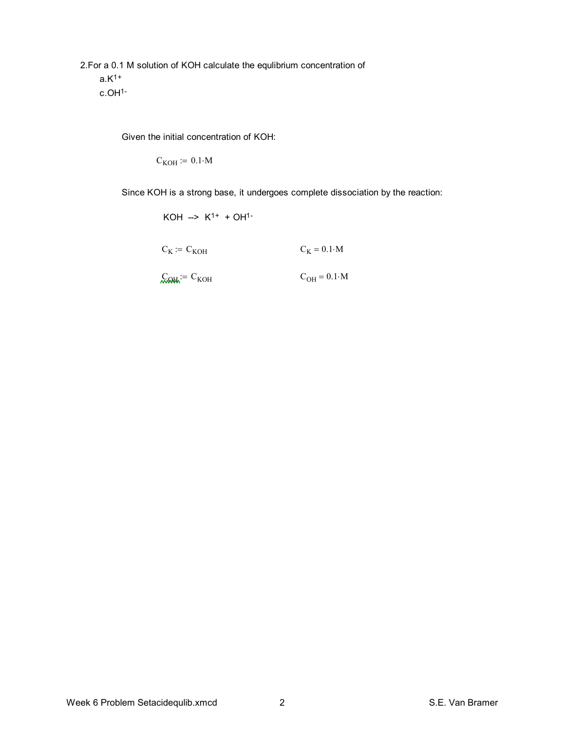2.For a 0.1 M solution of KOH calculate the equlibrium concentration of

a.$K^{1+}$

c.$OH^{1-}$

Given the initial concentration of KOH:

$$C_{KOH} := 0.1 \cdot M$$

Since KOH is a strong base, it undergoes complete dissociation by the reaction:

KOH --> $K^{1+}$ + $OH^{1-}$

$$C_K := C_{KOH} \qquad\qquad C_K = 0.1 \cdot M$$

$$C_{OH} := C_{KOH} \qquad\qquad C_{OH} = 0.1 \cdot M$$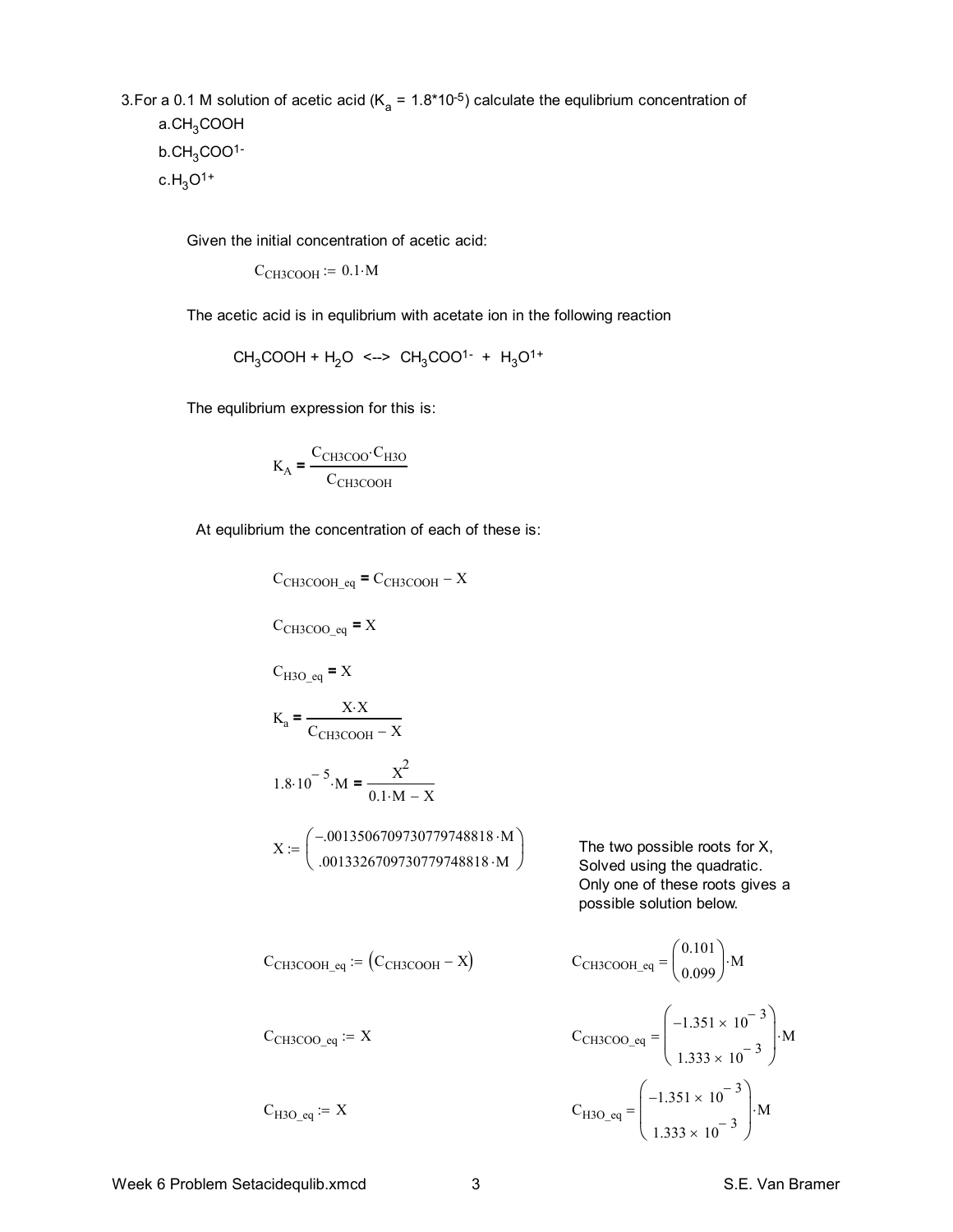3. For a 0.1 M solution of acetic acid ($K_a$ = 1.8*10$^{-5}$) calculate the equlibrium concentration of

a. $CH_3COOH$

b. $CH_3COO^{1-}$

c. $H_3O^{1+}$

Given the initial concentration of acetic acid:

$$C_{CH3COOH} := 0.1 \cdot M$$

The acetic acid is in equlibrium with acetate ion in the following reaction

$$CH_3COOH + H_2O \text{ <--> } CH_3COO^{1-} + H_3O^{1+}$$

The equlibrium expression for this is:

$$K_A = \frac{C_{CH3COO} \cdot C_{H3O}}{C_{CH3COOH}}$$

At equlibrium the concentration of each of these is:

$$C_{CH3COOH\_eq} = C_{CH3COOH} - X$$

$$C_{CH3COO\_eq} = X$$

$$C_{H3O\_eq} = X$$

$$K_a = \frac{X \cdot X}{C_{CH3COOH} - X}$$

$$1.8 \cdot 10^{-5} \cdot M = \frac{X^2}{0.1 \cdot M - X}$$

$$X := \begin{pmatrix} -.0013506709730779748818 \cdot M \\ .0013326709730779748818 \cdot M \end{pmatrix}$$

The two possible roots for X, Solved using the quadratic. Only one of these roots gives a possible solution below.

$$C_{CH3COOH\_eq} := \left(C_{CH3COOH} - X\right) \qquad C_{CH3COOH\_eq} = \begin{pmatrix} 0.101 \\ 0.099 \end{pmatrix} \cdot M$$

$$C_{CH3COO\_eq} := X \qquad C_{CH3COO\_eq} = \begin{pmatrix} -1.351 \times 10^{-3} \\ 1.333 \times 10^{-3} \end{pmatrix} \cdot M$$

$$C_{H3O\_eq} := X \qquad C_{H3O\_eq} = \begin{pmatrix} -1.351 \times 10^{-3} \\ 1.333 \times 10^{-3} \end{pmatrix} \cdot M$$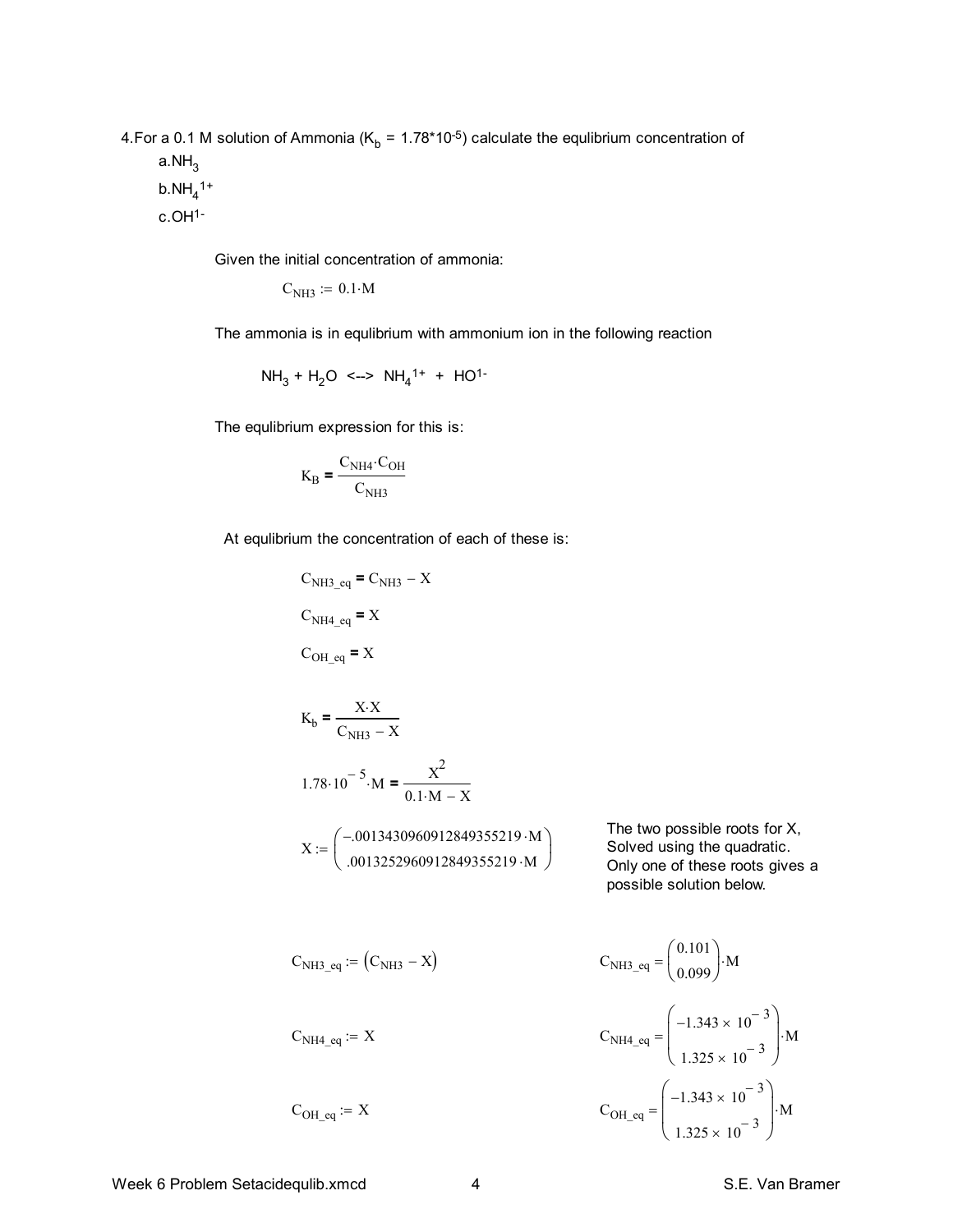4. For a 0.1 M solution of Ammonia ($K_b$ = 1.78*10$^{-5}$) calculate the equlibrium concentration of

a. $NH_3$

b. $NH_4^{1+}$

c. $OH^{1-}$

Given the initial concentration of ammonia:

$$C_{NH3} := 0.1 \cdot M$$

The ammonia is in equlibrium with ammonium ion in the following reaction

$$NH_3 + H_2O \text{ <--> } NH_4^{1+} + HO^{1-}$$

The equlibrium expression for this is:

$$K_B = \frac{C_{NH4} \cdot C_{OH}}{C_{NH3}}$$

At equlibrium the concentration of each of these is:

$$C_{NH3\_eq} = C_{NH3} - X$$

$$C_{NH4\_eq} = X$$

$$C_{OH\_eq} = X$$

$$K_b = \frac{X \cdot X}{C_{NH3} - X}$$

$$1.78 \cdot 10^{-5} \cdot M = \frac{X^2}{0.1 \cdot M - X}$$

$$X := \begin{pmatrix} -.0013430960912849355219 \cdot M \\ .0013252960912849355219 \cdot M \end{pmatrix}$$

The two possible roots for X, Solved using the quadratic. Only one of these roots gives a possible solution below.

$$C_{NH3\_eq} := \left(C_{NH3} - X\right) \qquad C_{NH3\_eq} = \begin{pmatrix} 0.101 \\ 0.099 \end{pmatrix} \cdot M$$

$$C_{NH4\_eq} := X \qquad C_{NH4\_eq} = \begin{pmatrix} -1.343 \times 10^{-3} \\ 1.325 \times 10^{-3} \end{pmatrix} \cdot M$$

$$C_{OH\_eq} := X \qquad C_{OH\_eq} = \begin{pmatrix} -1.343 \times 10^{-3} \\ 1.325 \times 10^{-3} \end{pmatrix} \cdot M$$